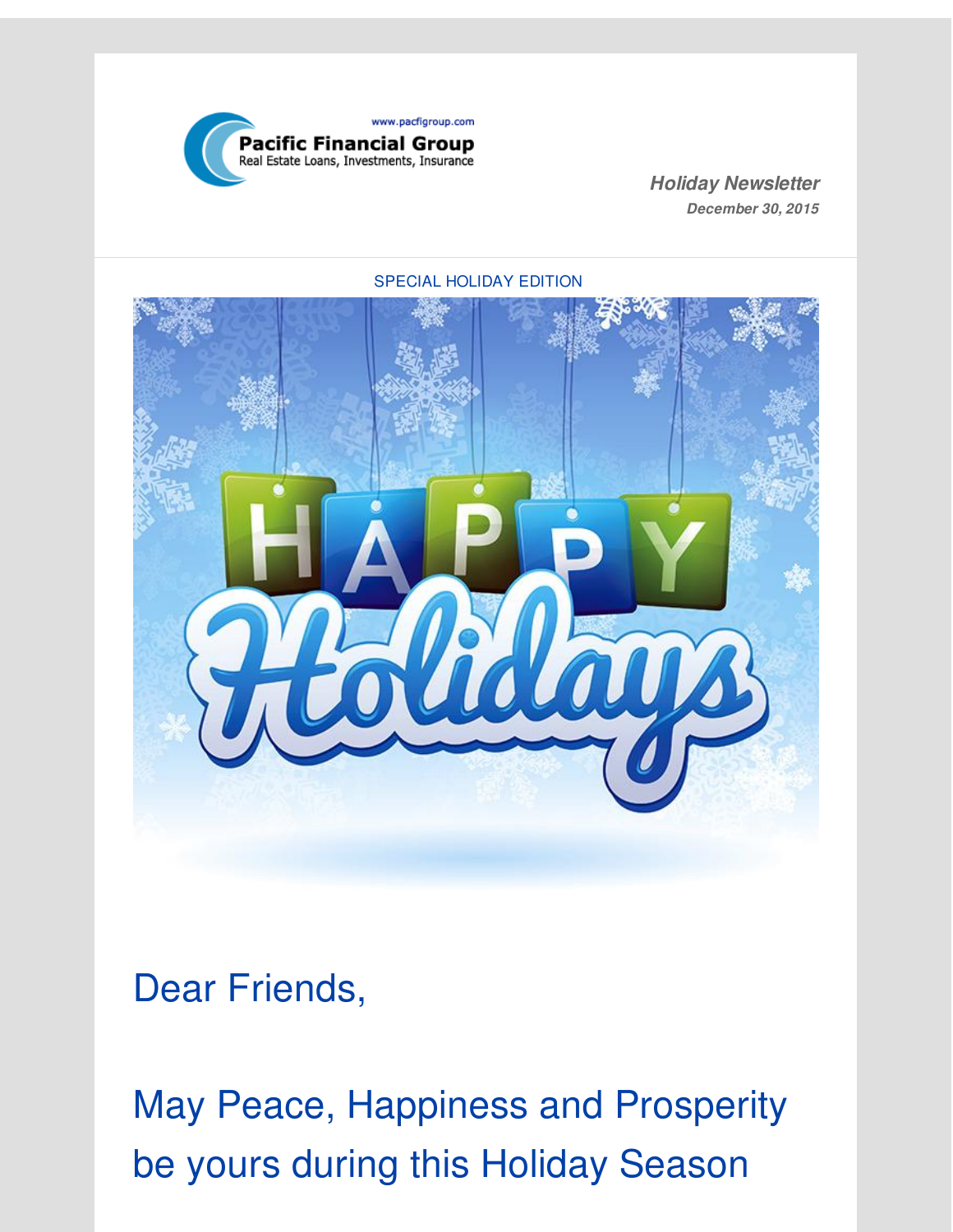Pacific Financial Group

Real Estate Loans, Investments, Insurance

www.pacfigroup.com

***Holiday Newsletter***

***December 30, 2015***

SPECIAL HOLIDAY EDITION

# Dear Friends,

# May Peace, Happiness and Prosperity be yours during this Holiday Season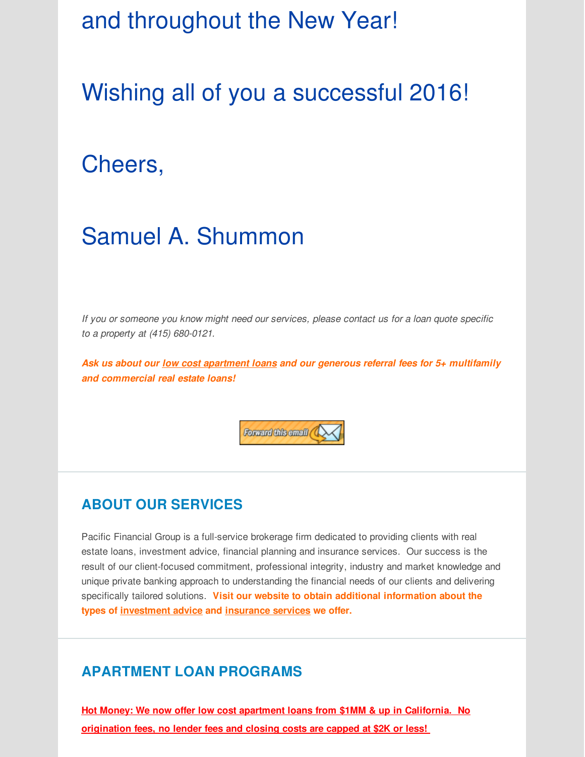and throughout the New Year!

Wishing all of you a successful 2016!

Cheers,

Samuel A. Shummon

*If you or someone you know might need our services, please contact us for a loan quote specific to a property at (415) 680-0121.*

***Ask us about our low cost apartment loans and our generous referral fees for 5+ multifamily and commercial real estate loans!***

Forward this email

## ABOUT OUR SERVICES

Pacific Financial Group is a full-service brokerage firm dedicated to providing clients with real estate loans, investment advice, financial planning and insurance services. Our success is the result of our client-focused commitment, professional integrity, industry and market knowledge and unique private banking approach to understanding the financial needs of our clients and delivering specifically tailored solutions. **Visit our website to obtain additional information about the types of investment advice and insurance services we offer.**

## APARTMENT LOAN PROGRAMS

**Hot Money: We now offer low cost apartment loans from $1MM & up in California. No origination fees, no lender fees and closing costs are capped at $2K or less!**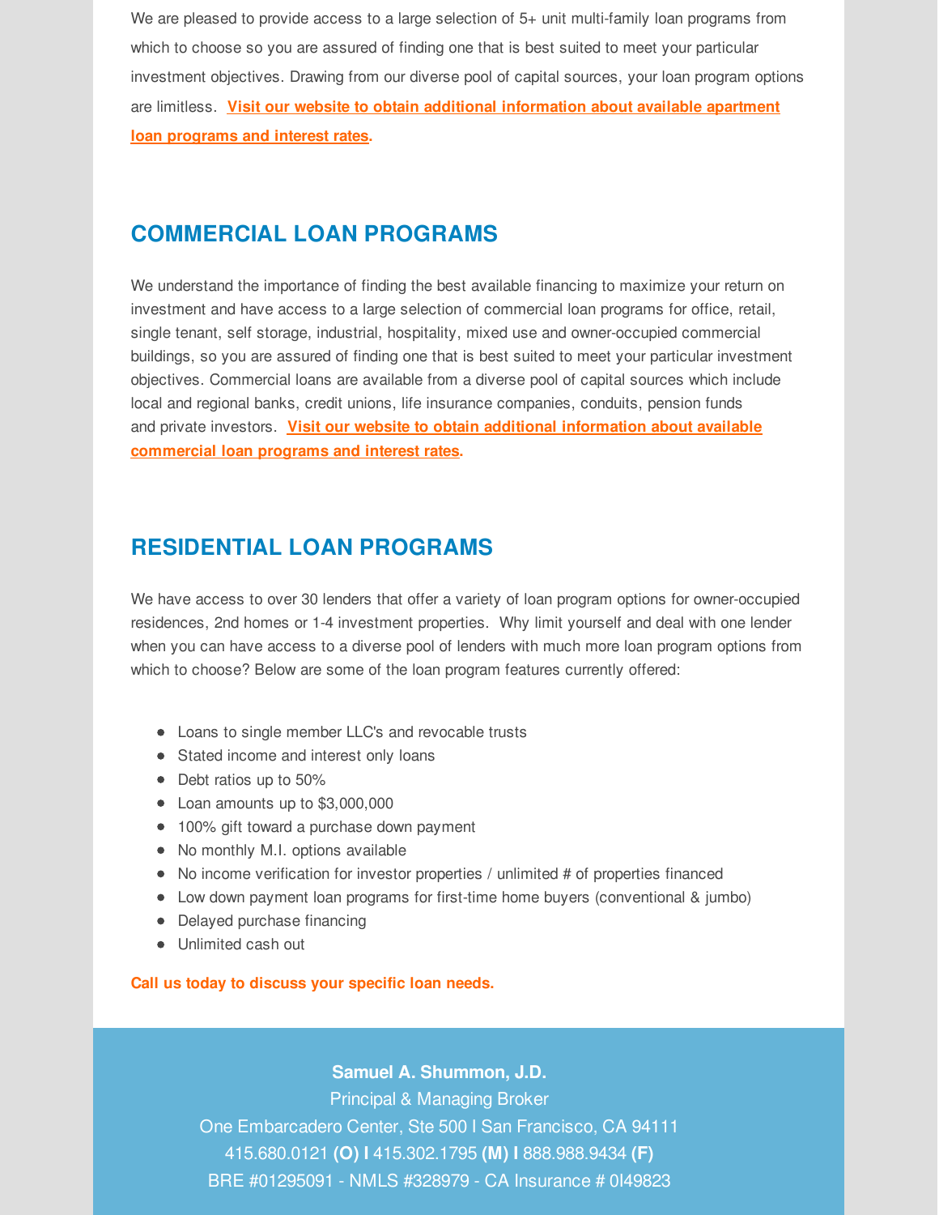We are pleased to provide access to a large selection of 5+ unit multi-family loan programs from which to choose so you are assured of finding one that is best suited to meet your particular investment objectives. Drawing from our diverse pool of capital sources, your loan program options are limitless. **Visit our website to obtain additional information about available apartment loan programs and interest rates.**

## COMMERCIAL LOAN PROGRAMS

We understand the importance of finding the best available financing to maximize your return on investment and have access to a large selection of commercial loan programs for office, retail, single tenant, self storage, industrial, hospitality, mixed use and owner-occupied commercial buildings, so you are assured of finding one that is best suited to meet your particular investment objectives. Commercial loans are available from a diverse pool of capital sources which include local and regional banks, credit unions, life insurance companies, conduits, pension funds and private investors. **Visit our website to obtain additional information about available commercial loan programs and interest rates.**

## RESIDENTIAL LOAN PROGRAMS

We have access to over 30 lenders that offer a variety of loan program options for owner-occupied residences, 2nd homes or 1-4 investment properties. Why limit yourself and deal with one lender when you can have access to a diverse pool of lenders with much more loan program options from which to choose? Below are some of the loan program features currently offered:

- Loans to single member LLC's and revocable trusts
- Stated income and interest only loans
- Debt ratios up to 50%
- Loan amounts up to $3,000,000
- 100% gift toward a purchase down payment
- No monthly M.I. options available
- No income verification for investor properties / unlimited # of properties financed
- Low down payment loan programs for first-time home buyers (conventional & jumbo)
- Delayed purchase financing
- Unlimited cash out

**Call us today to discuss your specific loan needs.**

**Samuel A. Shummon, J.D.**
Principal & Managing Broker
One Embarcadero Center, Ste 500 I San Francisco, CA 94111
415.680.0121 **(O) I** 415.302.1795 **(M) I** 888.988.9434 **(F)**
BRE #01295091 - NMLS #328979 - CA Insurance # 0I49823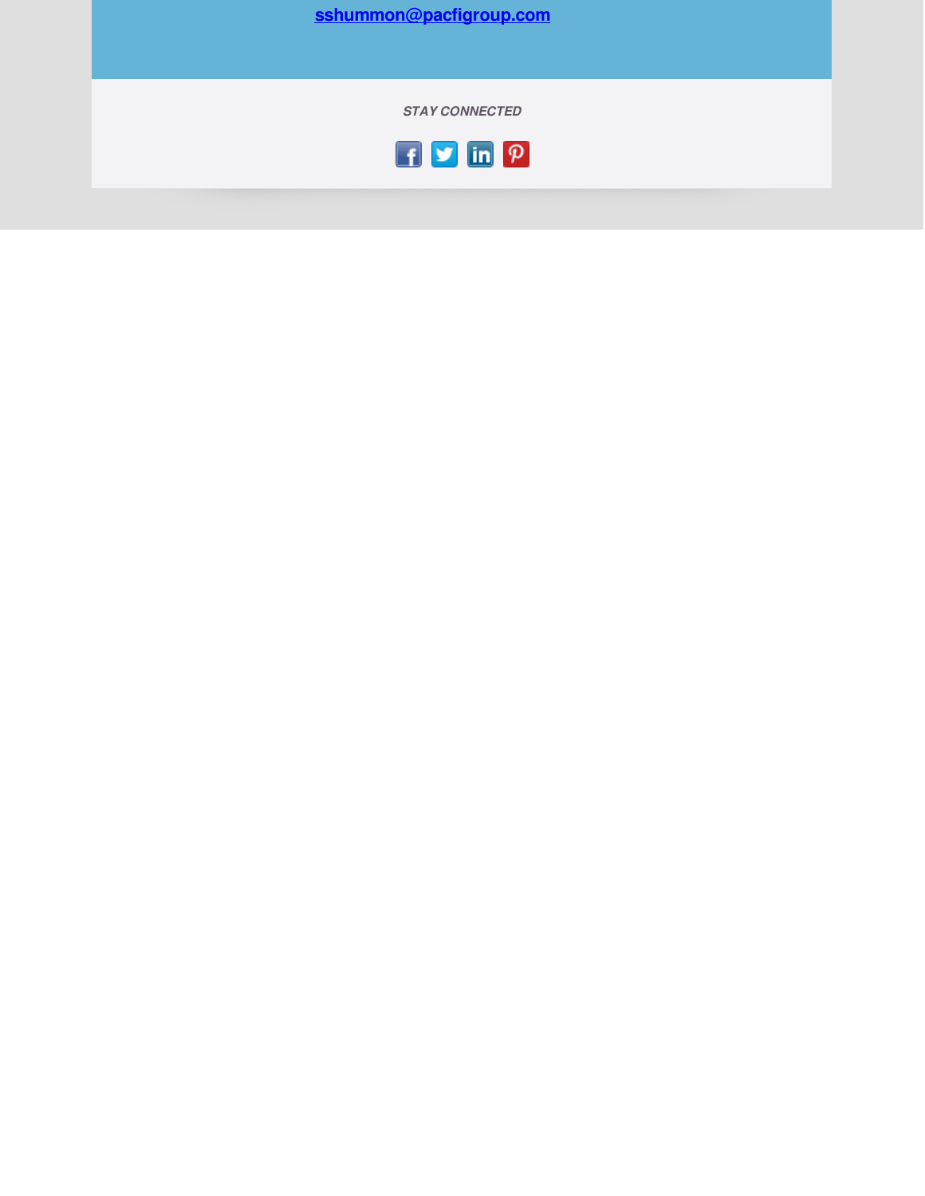sshummon@pacfigroup.com

***STAY CONNECTED***